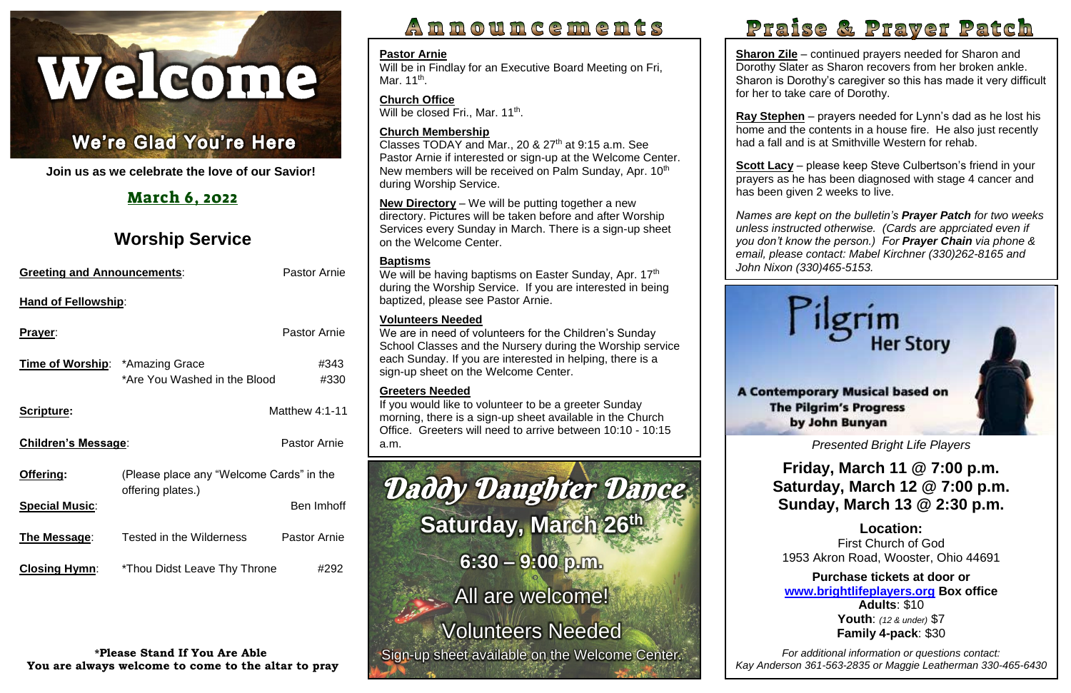# Welcome

## We're Glad You're Here

**Join us as we celebrate the love of our Savior!**

## March 6, 2022

## Worship Service

| | | |
|---|---|---|
| **Greeting and Announcements**: | | Pastor Arnie |
| **Hand of Fellowship**: | | |
| **Prayer**: | | Pastor Arnie |
| **Time of Worship**: | *Amazing Grace | #343 |
| | *Are You Washed in the Blood | #330 |
| **Scripture:** | | Matthew 4:1-11 |
| **Children's Message**: | | Pastor Arnie |
| **Offering:** | (Please place any "Welcome Cards" in the offering plates.) | |
| **Special Music**: | | Ben Imhoff |
| **The Message**: | Tested in the Wilderness | Pastor Arnie |
| **Closing Hymn**: | *Thou Didst Leave Thy Throne | #292 |

**\*Please Stand If You Are Able**
**You are always welcome to come to the altar to pray**

# Announcements

**Pastor Arnie**
Will be in Findlay for an Executive Board Meeting on Fri, Mar. 11th.

**Church Office**
Will be closed Fri., Mar. 11th.

**Church Membership**
Classes TODAY and Mar., 20 & 27th at 9:15 a.m. See Pastor Arnie if interested or sign-up at the Welcome Center. New members will be received on Palm Sunday, Apr. 10th during Worship Service.

**New Directory** – We will be putting together a new directory. Pictures will be taken before and after Worship Services every Sunday in March. There is a sign-up sheet on the Welcome Center.

**Baptisms**
We will be having baptisms on Easter Sunday, Apr. 17th during the Worship Service. If you are interested in being baptized, please see Pastor Arnie.

**Volunteers Needed**
We are in need of volunteers for the Children's Sunday School Classes and the Nursery during the Worship service each Sunday. If you are interested in helping, there is a sign-up sheet on the Welcome Center.

**Greeters Needed**
If you would like to volunteer to be a greeter Sunday morning, there is a sign-up sheet available in the Church Office. Greeters will need to arrive between 10:10 - 10:15 a.m.

## Daddy Daughter Dance

**Saturday, March 26th**

**6:30 – 9:00 p.m.**

All are welcome!

Volunteers Needed

Sign-up sheet available on the Welcome Center.

# Praise & Prayer Patch

**Sharon Zile** – continued prayers needed for Sharon and Dorothy Slater as Sharon recovers from her broken ankle. Sharon is Dorothy's caregiver so this has made it very difficult for her to take care of Dorothy.

**Ray Stephen** – prayers needed for Lynn's dad as he lost his home and the contents in a house fire. He also just recently had a fall and is at Smithville Western for rehab.

**Scott Lacy** – please keep Steve Culbertson's friend in your prayers as he has been diagnosed with stage 4 cancer and has been given 2 weeks to live.

*Names are kept on the bulletin's **Prayer Patch** for two weeks unless instructed otherwise. (Cards are apprciated even if you don't know the person.) For **Prayer Chain** via phone & email, please contact: Mabel Kirchner (330)262-8165 and John Nixon (330)465-5153.*

## Pilgrim Her Story

**A Contemporary Musical based on The Pilgrim's Progress by John Bunyan**

*Presented Bright Life Players*

**Friday, March 11 @ 7:00 p.m.**
**Saturday, March 12 @ 7:00 p.m.**
**Sunday, March 13 @ 2:30 p.m.**

**Location:**
First Church of God
1953 Akron Road, Wooster, Ohio 44691

**Purchase tickets at door or www.brightlifeplayers.org Box office**
**Adults**: $10
**Youth**: *(12 & under)* $7
**Family 4-pack**: $30

*For additional information or questions contact: Kay Anderson 361-563-2835 or Maggie Leatherman 330-465-6430*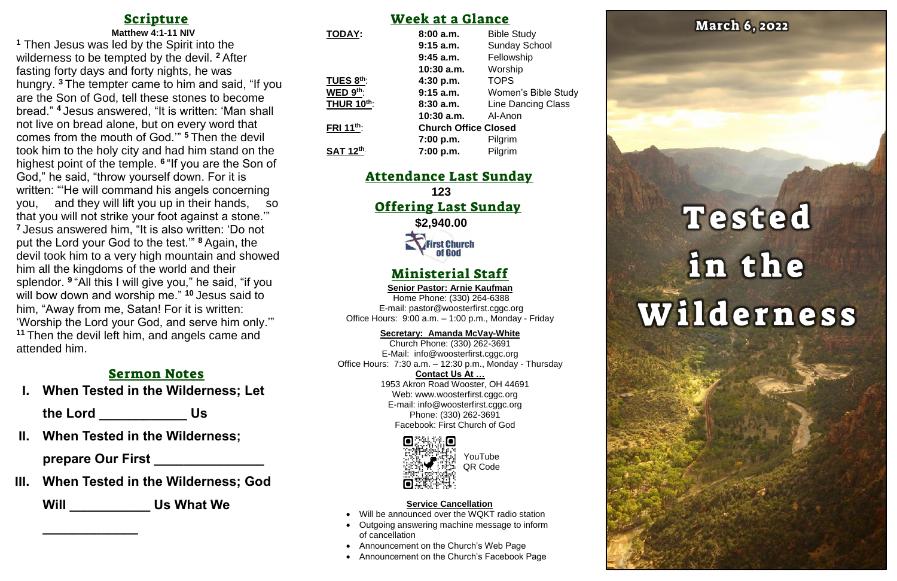## Scripture

**Matthew 4:1-11 NIV**

[1] Then Jesus was led by the Spirit into the wilderness to be tempted by the devil. [2] After fasting forty days and forty nights, he was hungry. [3] The tempter came to him and said, "If you are the Son of God, tell these stones to become bread." [4] Jesus answered, "It is written: 'Man shall not live on bread alone, but on every word that comes from the mouth of God.'" [5] Then the devil took him to the holy city and had him stand on the highest point of the temple. [6] "If you are the Son of God," he said, "throw yourself down. For it is written: "'He will command his angels concerning you, and they will lift you up in their hands, so that you will not strike your foot against a stone.'" [7] Jesus answered him, "It is also written: 'Do not put the Lord your God to the test.'" [8] Again, the devil took him to a very high mountain and showed him all the kingdoms of the world and their splendor. [9] "All this I will give you," he said, "if you will bow down and worship me." [10] Jesus said to him, "Away from me, Satan! For it is written: 'Worship the Lord your God, and serve him only.'" [11] Then the devil left him, and angels came and attended him.

## Sermon Notes

I. **When Tested in the Wilderness; Let the Lord ____________ Us**

II. **When Tested in the Wilderness; prepare Our First _______________**

III. **When Tested in the Wilderness; God Will ___________ Us What We _____________**

## Week at a Glance

| | | |
|---|---|---|
| **TODAY:** | **8:00 a.m.** | Bible Study |
| | **9:15 a.m.** | Sunday School |
| | **9:45 a.m.** | Fellowship |
| | **10:30 a.m.** | Worship |
| **TUES 8th:** | **4:30 p.m.** | TOPS |
| **WED 9th:** | **9:15 a.m.** | Women's Bible Study |
| **THUR 10th:** | **8:30 a.m.** | Line Dancing Class |
| | **10:30 a.m.** | Al-Anon |
| **FRI 11th:** | **Church Office Closed** | |
| | **7:00 p.m.** | Pilgrim |
| **SAT 12th:** | **7:00 p.m.** | Pilgrim |

## Attendance Last Sunday

**123**

## Offering Last Sunday

**$2,940.00**

First Church of God

## Ministerial Staff

**Senior Pastor: Arnie Kaufman**
Home Phone: (330) 264-6388
E-mail: pastor@woosterfirst.cggc.org
Office Hours: 9:00 a.m. – 1:00 p.m., Monday - Friday

**Secretary: Amanda McVay-White**
Church Phone: (330) 262-3691
E-Mail: info@woosterfirst.cggc.org
Office Hours: 7:30 a.m. – 12:30 p.m., Monday - Thursday

**Contact Us At …**
1953 Akron Road Wooster, OH 44691
Web: www.woosterfirst.cggc.org
E-mail: info@woosterfirst.cggc.org
Phone: (330) 262-3691
Facebook: First Church of God

YouTube QR Code

**Service Cancellation**

- Will be announced over the WQKT radio station
- Outgoing answering machine message to inform of cancellation
- Announcement on the Church's Web Page
- Announcement on the Church's Facebook Page

**March 6, 2022**

# Tested in the Wilderness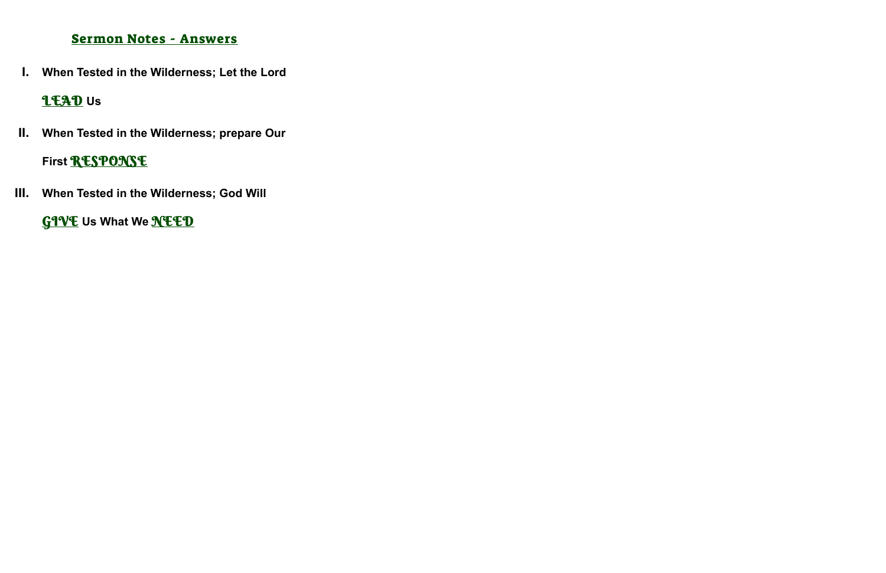## Sermon Notes - Answers

I. **When Tested in the Wilderness; Let the Lord LEAD Us**

II. **When Tested in the Wilderness; prepare Our First RESPONSE**

III. **When Tested in the Wilderness; God Will GIVE Us What We NEED**